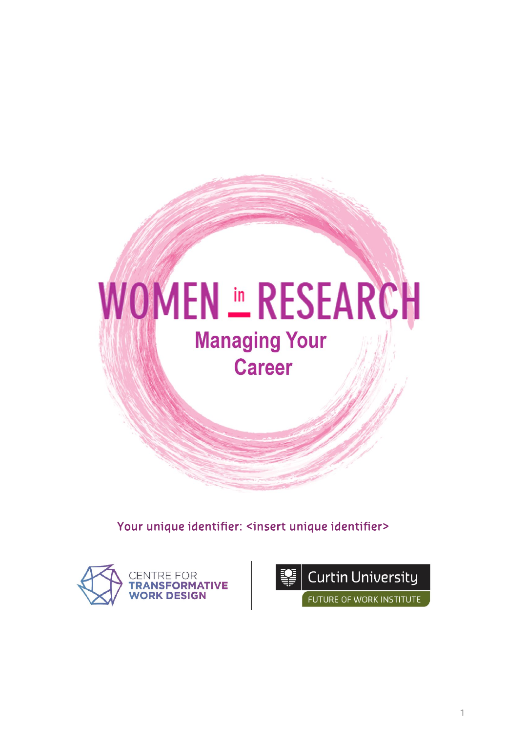# WOMEN in RESEARCH

## Managing Your Career

Your unique identifier: <insert unique identifier>

CENTRE FOR TRANSFORMATIVE WORK DESIGN

Curtin University FUTURE OF WORK INSTITUTE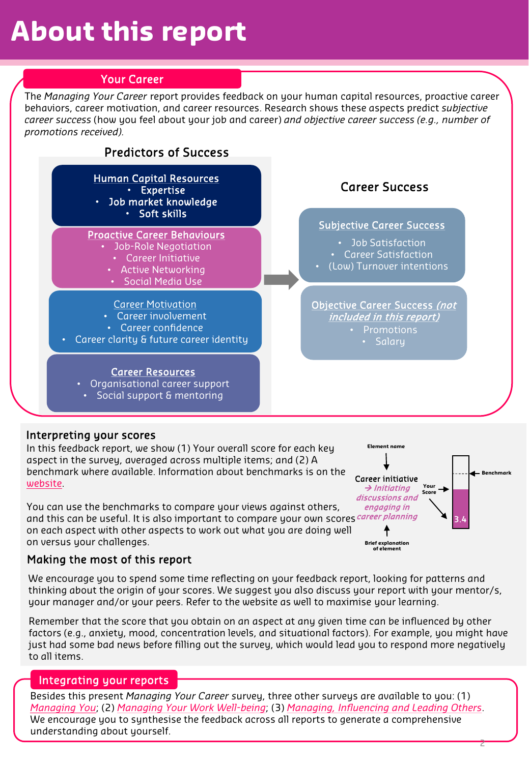# About this report

## Your Career

The *Managing Your Career* report provides feedback on your human capital resources, proactive career behaviors, career motivation, and career resources. Research shows these aspects predict *subjective career success* (how you feel about your job and career) *and objective career success (e.g., number of promotions received).*

### Predictors of Success

**Human Capital Resources**
- Expertise
- Job market knowledge
- Soft skills

**Proactive Career Behaviours**
- Job-Role Negotiation
- Career Initiative
- Active Networking
- Social Media Use

**Career Motivation**
- Career involvement
- Career confidence
- Career clarity & future career identity

**Career Resources**
- Organisational career support
- Social support & mentoring

### Career Success

**Subjective Career Success**
- Job Satisfaction
- Career Satisfaction
- (Low) Turnover intentions

**Objective Career Success *(not included in this report)***
- Promotions
- Salary

## Interpreting your scores

In this feedback report, we show (1) Your overall score for each key aspect in the survey, averaged across multiple items; and (2) A benchmark where available. Information about benchmarks is on the website.

You can use the benchmarks to compare your views against others, and this can be useful. It is also important to compare your own scores on each aspect with other aspects to work out what you are doing well on versus your challenges.

Element name: **Career initiative** → *Initiating discussions and engaging in career planning* (Brief explanation of element). Your Score: 3.4. Benchmark.

## Making the most of this report

We encourage you to spend some time reflecting on your feedback report, looking for patterns and thinking about the origin of your scores. We suggest you also discuss your report with your mentor/s, your manager and/or your peers. Refer to the website as well to maximise your learning.

Remember that the score that you obtain on an aspect at any given time can be influenced by other factors (e.g., anxiety, mood, concentration levels, and situational factors). For example, you might have just had some bad news before filling out the survey, which would lead you to respond more negatively to all items.

## Integrating your reports

Besides this present *Managing Your Career* survey, three other surveys are available to you: (1) *Managing You*; (2) *Managing Your Work Well-being*; (3) *Managing, Influencing and Leading Others*. We encourage you to synthesise the feedback across all reports to generate a comprehensive understanding about yourself.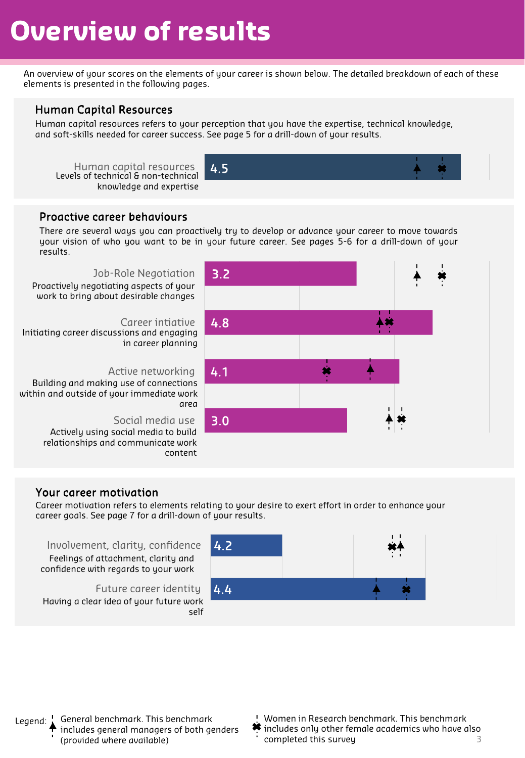# Overview of results

An overview of your scores on the elements of your career is shown below. The detailed breakdown of each of these elements is presented in the following pages.

## Human Capital Resources

Human capital resources refers to your perception that you have the expertise, technical knowledge, and soft-skills needed for career success. See page 5 for a drill-down of your results.

Human capital resources
Levels of technical & non-technical knowledge and expertise

4.5

## Proactive career behaviours

There are several ways you can proactively try to develop or advance your career to move towards your vision of who you want to be in your future career. See pages 5-6 for a drill-down of your results.

Job-Role Negotiation
Proactively negotiating aspects of your work to bring about desirable changes

3.2

Career intiative
Initiating career discussions and engaging in career planning

4.8

Active networking
Building and making use of connections within and outside of your immediate work area

4.1

Social media use
Actively using social media to build relationships and communicate work content

3.0

## Your career motivation

Career motivation refers to elements relating to your desire to exert effort in order to enhance your career goals. See page 7 for a drill-down of your results.

Involvement, clarity, confidence
Feelings of attachment, clarity and confidence with regards to your work

4.2

Future career identity
Having a clear idea of your future work self

4.4

Legend: ▲ General benchmark. This benchmark includes general managers of both genders (provided where available)

✖ Women in Research benchmark. This benchmark includes only other female academics who have also completed this survey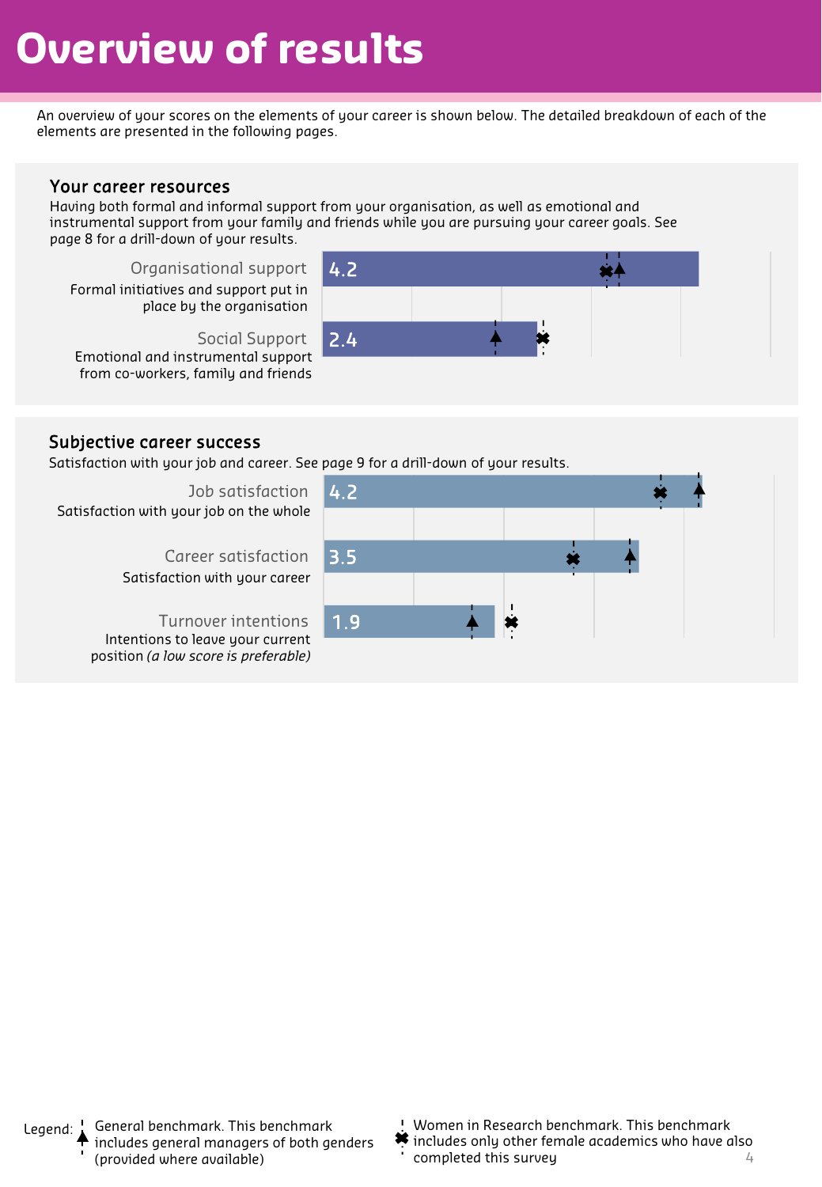# Overview of results

An overview of your scores on the elements of your career is shown below. The detailed breakdown of each of the elements are presented in the following pages.

## Your career resources

Having both formal and informal support from your organisation, as well as emotional and instrumental support from your family and friends while you are pursuing your career goals. See page 8 for a drill-down of your results.

Organisational support
Formal initiatives and support put in place by the organisation

4.2

Social Support
Emotional and instrumental support from co-workers, family and friends

2.4

## Subjective career success

Satisfaction with your job and career. See page 9 for a drill-down of your results.

Job satisfaction
Satisfaction with your job on the whole

4.2

Career satisfaction
Satisfaction with your career

3.5

Turnover intentions
Intentions to leave your current position *(a low score is preferable)*

1.9

Legend: General benchmark. This benchmark includes general managers of both genders (provided where available)

Women in Research benchmark. This benchmark includes only other female academics who have also completed this survey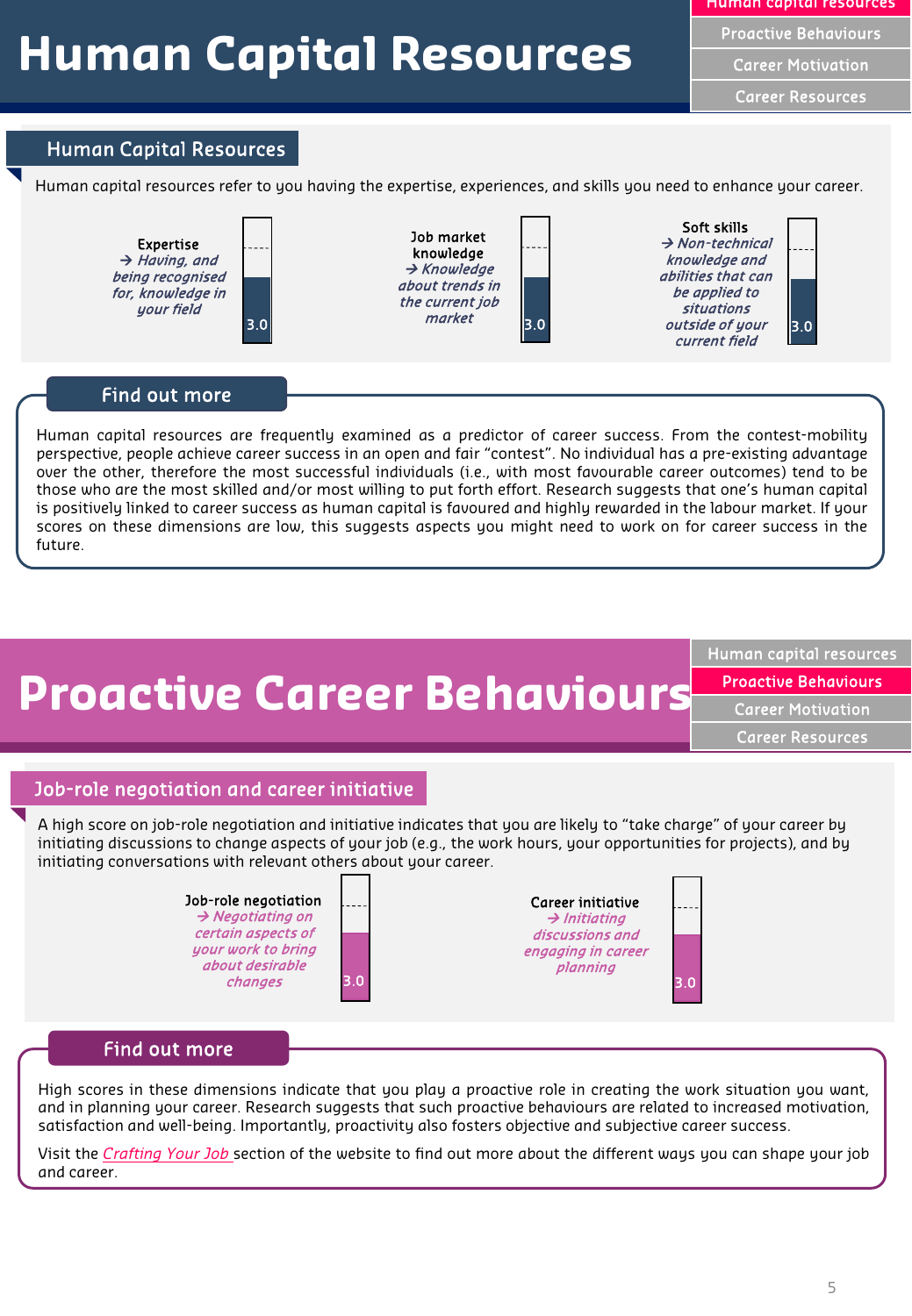# Human Capital Resources

- Human capital resources
- Proactive Behaviours
- Career Motivation
- Career Resources

## Human Capital Resources

Human capital resources refer to you having the expertise, experiences, and skills you need to enhance your career.

**Expertise**
*→ Having, and being recognised for, knowledge in your field*
3.0

**Job market knowledge**
*→ Knowledge about trends in the current job market*
3.0

**Soft skills**
*→ Non-technical knowledge and abilities that can be applied to situations outside of your current field*
3.0

### Find out more

Human capital resources are frequently examined as a predictor of career success. From the contest-mobility perspective, people achieve career success in an open and fair "contest". No individual has a pre-existing advantage over the other, therefore the most successful individuals (i.e., with most favourable career outcomes) tend to be those who are the most skilled and/or most willing to put forth effort. Research suggests that one's human capital is positively linked to career success as human capital is favoured and highly rewarded in the labour market. If your scores on these dimensions are low, this suggests aspects you might need to work on for career success in the future.

# Proactive Career Behaviours

- Human capital resources
- Proactive Behaviours
- Career Motivation
- Career Resources

## Job-role negotiation and career initiative

A high score on job-role negotiation and initiative indicates that you are likely to "take charge" of your career by initiating discussions to change aspects of your job (e.g., the work hours, your opportunities for projects), and by initiating conversations with relevant others about your career.

**Job-role negotiation**
*→ Negotiating on certain aspects of your work to bring about desirable changes*
3.0

**Career initiative**
*→ Initiating discussions and engaging in career planning*
3.0

### Find out more

High scores in these dimensions indicate that you play a proactive role in creating the work situation you want, and in planning your career. Research suggests that such proactive behaviours are related to increased motivation, satisfaction and well-being. Importantly, proactivity also fosters objective and subjective career success.

Visit the *Crafting Your Job* section of the website to find out more about the different ways you can shape your job and career.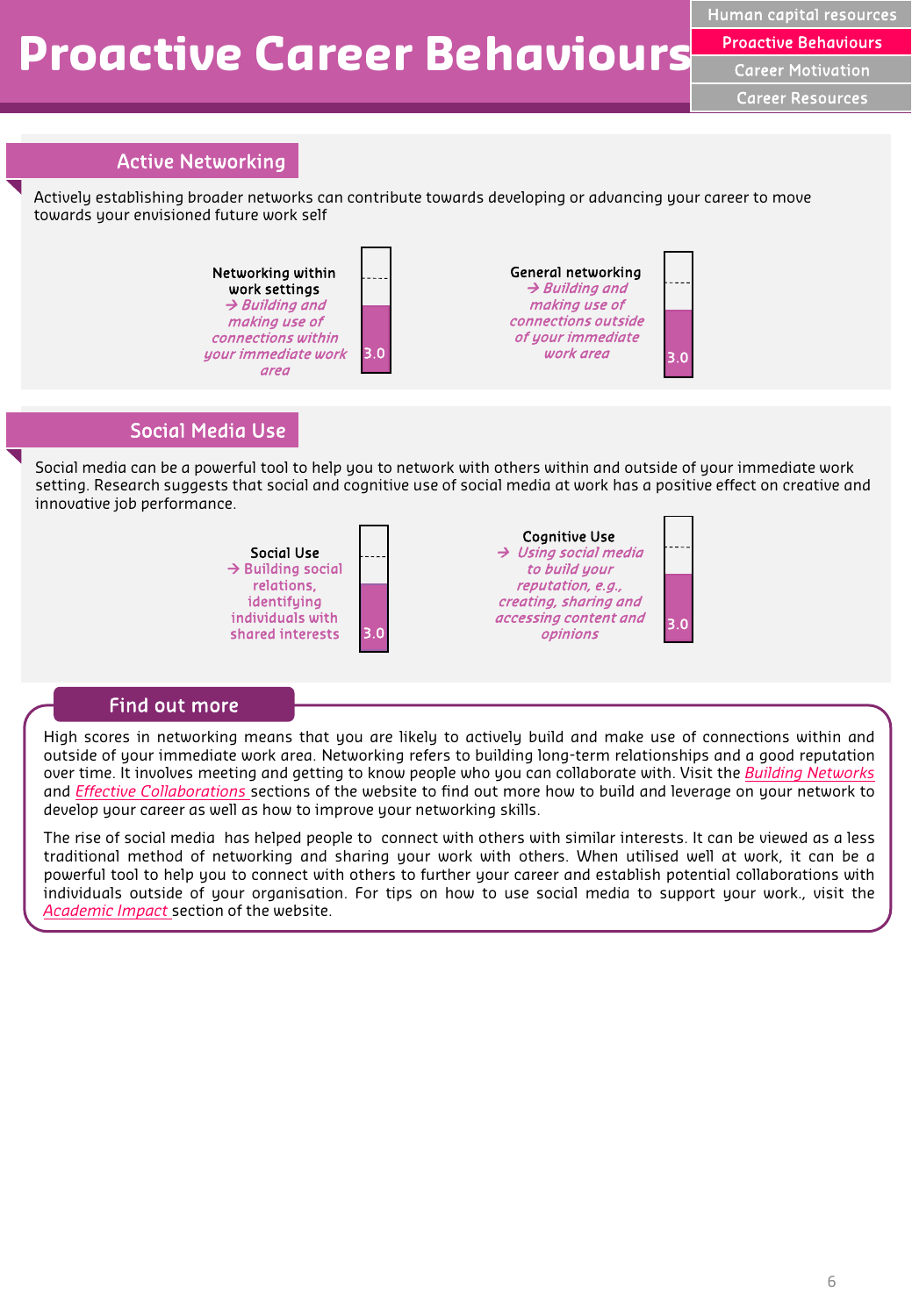# Proactive Career Behaviours

Human capital resources
Proactive Behaviours
Career Motivation
Career Resources

## Active Networking

Actively establishing broader networks can contribute towards developing or advancing your career to move towards your envisioned future work self

**Networking within work settings**
*→ Building and making use of connections within your immediate work area*
3.0

**General networking**
*→ Building and making use of connections outside of your immediate work area*
3.0

## Social Media Use

Social media can be a powerful tool to help you to network with others within and outside of your immediate work setting. Research suggests that social and cognitive use of social media at work has a positive effect on creative and innovative job performance.

**Social Use**
→ Building social relations, identifying individuals with shared interests
3.0

**Cognitive Use**
*→ Using social media to build your reputation, e.g., creating, sharing and accessing content and opinions*
3.0

## Find out more

High scores in networking means that you are likely to actively build and make use of connections within and outside of your immediate work area. Networking refers to building long-term relationships and a good reputation over time. It involves meeting and getting to know people who you can collaborate with. Visit the *Building Networks* and *Effective Collaborations* sections of the website to find out more how to build and leverage on your network to develop your career as well as how to improve your networking skills.

The rise of social media has helped people to connect with others with similar interests. It can be viewed as a less traditional method of networking and sharing your work with others. When utilised well at work, it can be a powerful tool to help you to connect with others to further your career and establish potential collaborations with individuals outside of your organisation. For tips on how to use social media to support your work., visit the *Academic Impact* section of the website.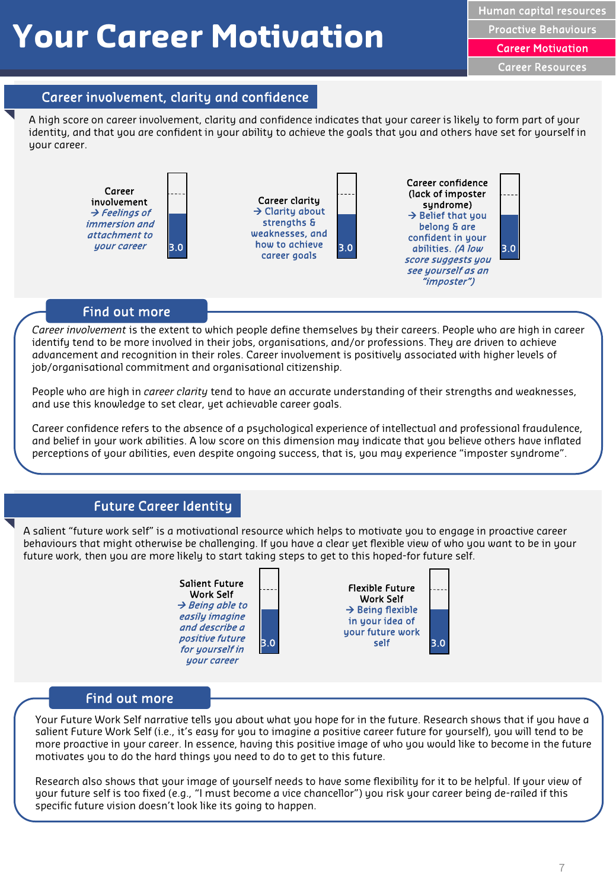# Your Career Motivation

Human capital resources
Proactive Behaviours
Career Motivation
Career Resources

## Career involvement, clarity and confidence

A high score on career involvement, clarity and confidence indicates that your career is likely to form part of your identity, and that you are confident in your ability to achieve the goals that you and others have set for yourself in your career.

**Career involvement**
*→ Feelings of immersion and attachment to your career*
3.0

**Career clarity**
→ Clarity about strengths & weaknesses, and how to achieve career goals
3.0

**Career confidence (lack of imposter syndrome)**
→ Belief that you belong & are confident in your abilities. *(A low score suggests you see yourself as an "imposter")*
3.0

### Find out more

*Career involvement* is the extent to which people define themselves by their careers. People who are high in career identify tend to be more involved in their jobs, organisations, and/or professions. They are driven to achieve advancement and recognition in their roles. Career involvement is positively associated with higher levels of job/organisational commitment and organisational citizenship.

People who are high in *career clarity* tend to have an accurate understanding of their strengths and weaknesses, and use this knowledge to set clear, yet achievable career goals.

Career confidence refers to the absence of a psychological experience of intellectual and professional fraudulence, and belief in your work abilities. A low score on this dimension may indicate that you believe others have inflated perceptions of your abilities, even despite ongoing success, that is, you may experience "imposter syndrome".

## Future Career Identity

A salient "future work self" is a motivational resource which helps to motivate you to engage in proactive career behaviours that might otherwise be challenging. If you have a clear yet flexible view of who you want to be in your future work, then you are more likely to start taking steps to get to this hoped-for future self.

**Salient Future Work Self**
*→ Being able to easily imagine and describe a positive future for yourself in your career*
3.0

**Flexible Future Work Self**
→ Being flexible in your idea of your future work self
3.0

### Find out more

Your Future Work Self narrative tells you about what you hope for in the future. Research shows that if you have a salient Future Work Self (i.e., it's easy for you to imagine a positive career future for yourself), you will tend to be more proactive in your career. In essence, having this positive image of who you would like to become in the future motivates you to do the hard things you need to do to get to this future.

Research also shows that your image of yourself needs to have some flexibility for it to be helpful. If your view of your future self is too fixed (e.g., "I must become a vice chancellor") you risk your career being de-railed if this specific future vision doesn't look like its going to happen.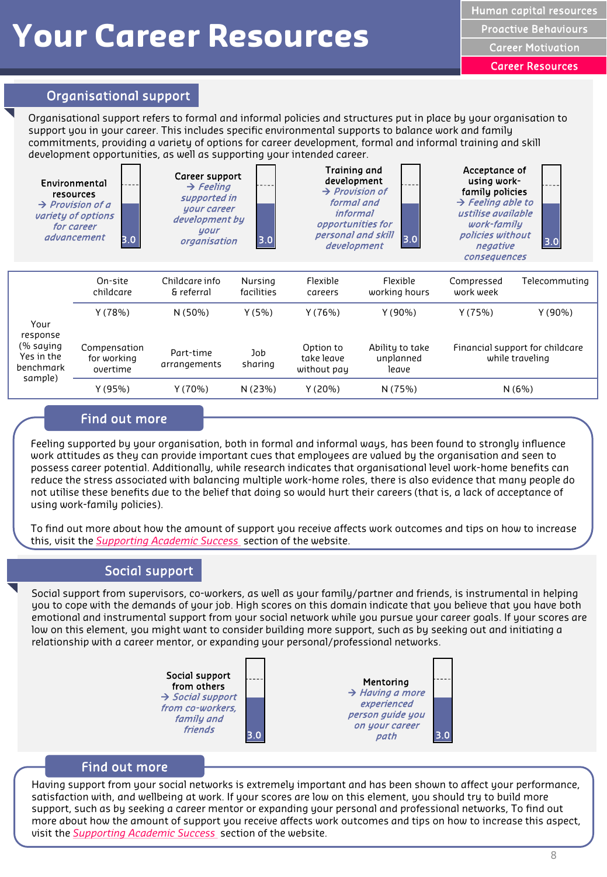# Your Career Resources

Human capital resources
Proactive Behaviours
Career Motivation
Career Resources

## Organisational support

Organisational support refers to formal and informal policies and structures put in place by your organisation to support you in your career. This includes specific environmental supports to balance work and family commitments, providing a variety of options for career development, formal and informal training and skill development opportunities, as well as supporting your intended career.

**Environmental resources**
*→ Provision of a variety of options for career advancement*
3.0

**Career support**
*→ Feeling supported in your career development by your organisation*
3.0

**Training and development**
*→ Provision of formal and informal opportunities for personal and skill development*
3.0

**Acceptance of using work-family policies**
*→ Feeling able to ustilise available work-family policies without negative consequences*
3.0

| Your response (% saying Yes in the benchmark sample) | On-site childcare | Childcare info & referral | Nursing facilities | Flexible careers | Flexible working hours | Compressed work week | Telecommuting |
|---|---|---|---|---|---|---|---|
| | Y (78%) | N (50%) | Y (5%) | Y (76%) | Y (90%) | Y (75%) | Y (90%) |
| | Compensation for working overtime | Part-time arrangements | Job sharing | Option to take leave without pay | Ability to take unplanned leave | Financial support for childcare while traveling | |
| | Y (95%) | Y (70%) | N (23%) | Y (20%) | N (75%) | N (6%) | |

### Find out more

Feeling supported by your organisation, both in formal and informal ways, has been found to strongly influence work attitudes as they can provide important cues that employees are valued by the organisation and seen to possess career potential. Additionally, while research indicates that organisational level work-home benefits can reduce the stress associated with balancing multiple work-home roles, there is also evidence that many people do not utilise these benefits due to the belief that doing so would hurt their careers (that is, a lack of acceptance of using work-family policies).

To find out more about how the amount of support you receive affects work outcomes and tips on how to increase this, visit the *Supporting Academic Success* section of the website.

## Social support

Social support from supervisors, co-workers, as well as your family/partner and friends, is instrumental in helping you to cope with the demands of your job. High scores on this domain indicate that you believe that you have both emotional and instrumental support from your social network while you pursue your career goals. If your scores are low on this element, you might want to consider building more support, such as by seeking out and initiating a relationship with a career mentor, or expanding your personal/professional networks.

**Social support from others**
*→ Social support from co-workers, family and friends*
3.0

**Mentoring**
*→ Having a more experienced person guide you on your career path*
3.0

### Find out more

Having support from your social networks is extremely important and has been shown to affect your performance, satisfaction with, and wellbeing at work. If your scores are low on this element, you should try to build more support, such as by seeking a career mentor or expanding your personal and professional networks, To find out more about how the amount of support you receive affects work outcomes and tips on how to increase this aspect, visit the *Supporting Academic Success* section of the website.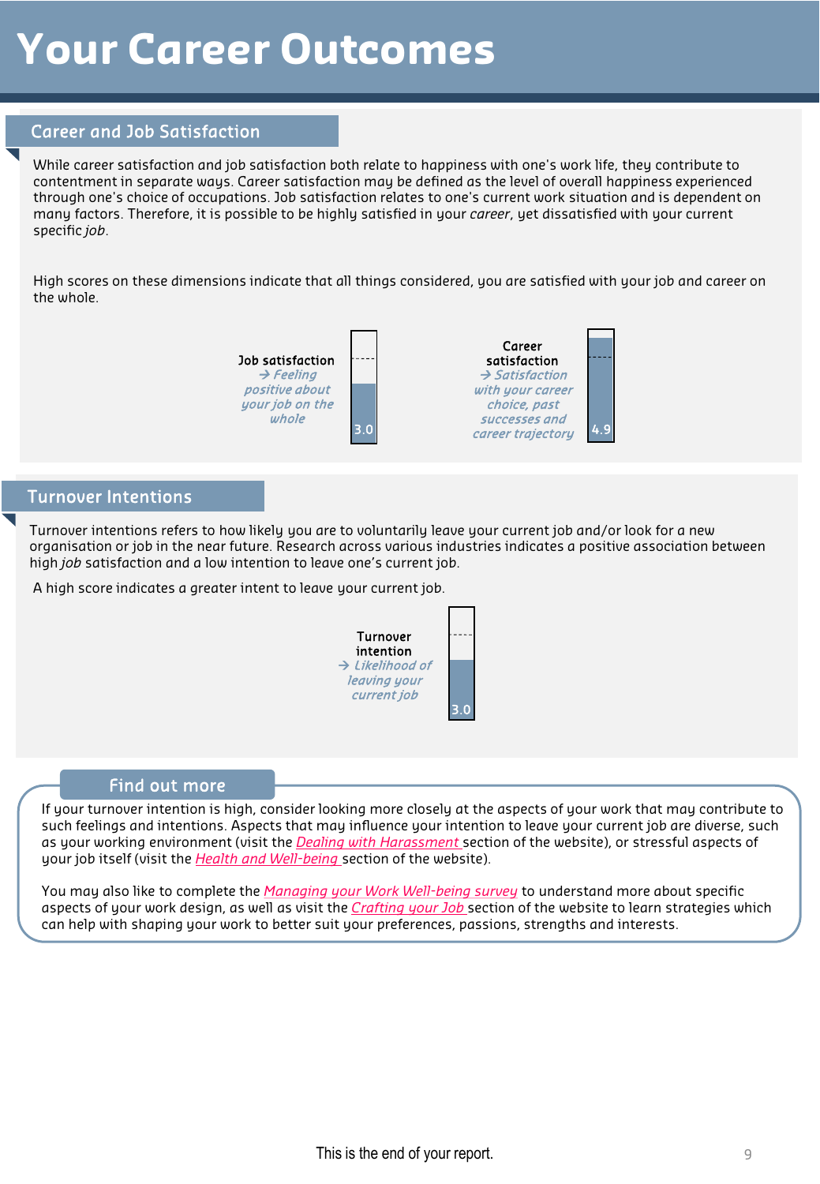// Your Career Outcomes

## Career and Job Satisfaction

While career satisfaction and job satisfaction both relate to happiness with one's work life, they contribute to contentment in separate ways. Career satisfaction may be defined as the level of overall happiness experienced through one's choice of occupations. Job satisfaction relates to one's current work situation and is dependent on many factors. Therefore, it is possible to be highly satisfied in your *career*, yet dissatisfied with your current specific *job*.

High scores on these dimensions indicate that all things considered, you are satisfied with your job and career on the whole.

**Job satisfaction**
*→ Feeling positive about your job on the whole*
3.0

**Career satisfaction**
*→ Satisfaction with your career choice, past successes and career trajectory*
4.9

## Turnover Intentions

Turnover intentions refers to how likely you are to voluntarily leave your current job and/or look for a new organisation or job in the near future. Research across various industries indicates a positive association between high *job* satisfaction and a low intention to leave one's current job.

A high score indicates a greater intent to leave your current job.

**Turnover intention**
*→ Likelihood of leaving your current job*
3.0

## Find out more

If your turnover intention is high, consider looking more closely at the aspects of your work that may contribute to such feelings and intentions. Aspects that may influence your intention to leave your current job are diverse, such as your working environment (visit the *Dealing with Harassment* section of the website), or stressful aspects of your job itself (visit the *Health and Well-being* section of the website).

You may also like to complete the *Managing your Work Well-being survey* to understand more about specific aspects of your work design, as well as visit the *Crafting your Job* section of the website to learn strategies which can help with shaping your work to better suit your preferences, passions, strengths and interests.

This is the end of your report.